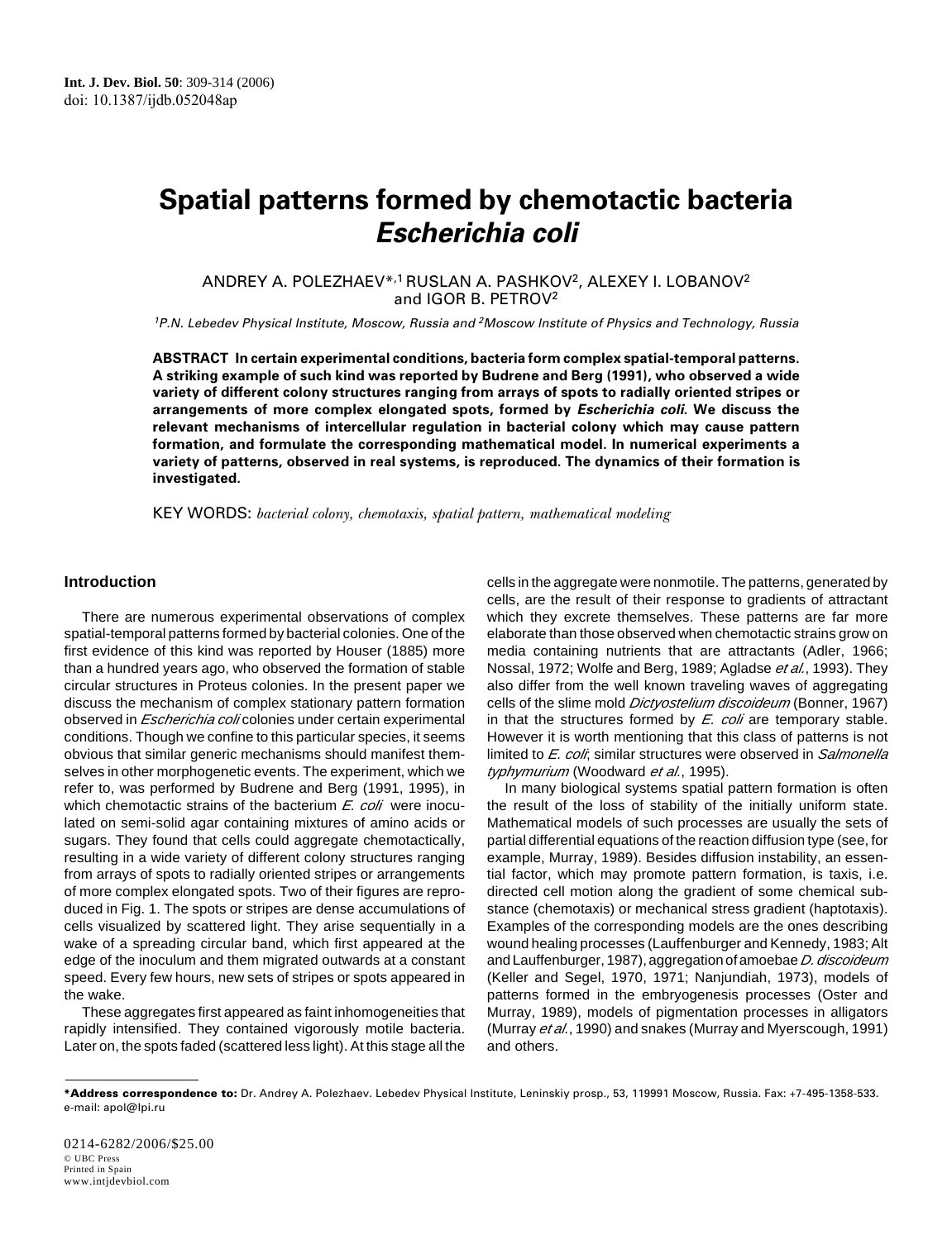Int. J. Dev. Biol. 50: 309-314 (2006)
doi: 10.1387/ijdb.052048ap

# Spatial patterns formed by chemotactic bacteria *Escherichia coli*

ANDREY A. POLEZHAEV*,[1] RUSLAN A. PASHKOV[2], ALEXEY I. LOBANOV[2] and IGOR B. PETROV[2]

[1]P.N. Lebedev Physical Institute, Moscow, Russia and [2]Moscow Institute of Physics and Technology, Russia

**ABSTRACT In certain experimental conditions, bacteria form complex spatial-temporal patterns. A striking example of such kind was reported by Budrene and Berg (1991), who observed a wide variety of different colony structures ranging from arrays of spots to radially oriented stripes or arrangements of more complex elongated spots, formed by *Escherichia coli*. We discuss the relevant mechanisms of intercellular regulation in bacterial colony which may cause pattern formation, and formulate the corresponding mathematical model. In numerical experiments a variety of patterns, observed in real systems, is reproduced. The dynamics of their formation is investigated.**

KEY WORDS: *bacterial colony, chemotaxis, spatial pattern, mathematical modeling*

## Introduction

There are numerous experimental observations of complex spatial-temporal patterns formed by bacterial colonies. One of the first evidence of this kind was reported by Houser (1885) more than a hundred years ago, who observed the formation of stable circular structures in Proteus colonies. In the present paper we discuss the mechanism of complex stationary pattern formation observed in *Escherichia coli* colonies under certain experimental conditions. Though we confine to this particular species, it seems obvious that similar generic mechanisms should manifest themselves in other morphogenetic events. The experiment, which we refer to, was performed by Budrene and Berg (1991, 1995), in which chemotactic strains of the bacterium *E. coli* were inoculated on semi-solid agar containing mixtures of amino acids or sugars. They found that cells could aggregate chemotactically, resulting in a wide variety of different colony structures ranging from arrays of spots to radially oriented stripes or arrangements of more complex elongated spots. Two of their figures are reproduced in Fig. 1. The spots or stripes are dense accumulations of cells visualized by scattered light. They arise sequentially in a wake of a spreading circular band, which first appeared at the edge of the inoculum and them migrated outwards at a constant speed. Every few hours, new sets of stripes or spots appeared in the wake.

These aggregates first appeared as faint inhomogeneities that rapidly intensified. They contained vigorously motile bacteria. Later on, the spots faded (scattered less light). At this stage all the cells in the aggregate were nonmotile. The patterns, generated by cells, are the result of their response to gradients of attractant which they excrete themselves. These patterns are far more elaborate than those observed when chemotactic strains grow on media containing nutrients that are attractants (Adler, 1966; Nossal, 1972; Wolfe and Berg, 1989; Agladse *et al.*, 1993). They also differ from the well known traveling waves of aggregating cells of the slime mold *Dictyostelium discoideum* (Bonner, 1967) in that the structures formed by *E. coli* are temporary stable. However it is worth mentioning that this class of patterns is not limited to *E. coli*; similar structures were observed in *Salmonella typhymurium* (Woodward *et al.*, 1995).

In many biological systems spatial pattern formation is often the result of the loss of stability of the initially uniform state. Mathematical models of such processes are usually the sets of partial differential equations of the reaction diffusion type (see, for example, Murray, 1989). Besides diffusion instability, an essential factor, which may promote pattern formation, is taxis, i.e. directed cell motion along the gradient of some chemical substance (chemotaxis) or mechanical stress gradient (haptotaxis). Examples of the corresponding models are the ones describing wound healing processes (Lauffenburger and Kennedy, 1983; Alt and Lauffenburger, 1987), aggregation of amoebae *D. discoideum* (Keller and Segel, 1970, 1971; Nanjundiah, 1973), models of patterns formed in the embryogenesis processes (Oster and Murray, 1989), models of pigmentation processes in alligators (Murray *et al.*, 1990) and snakes (Murray and Myerscough, 1991) and others.

***Address correspondence to:** Dr. Andrey A. Polezhaev. Lebedev Physical Institute, Leninskiy prosp., 53, 119991 Moscow, Russia. Fax: +7-495-1358-533. e-mail: apol@lpi.ru

0214-6282/2006/$25.00
© UBC Press
Printed in Spain
www.intjdevbiol.com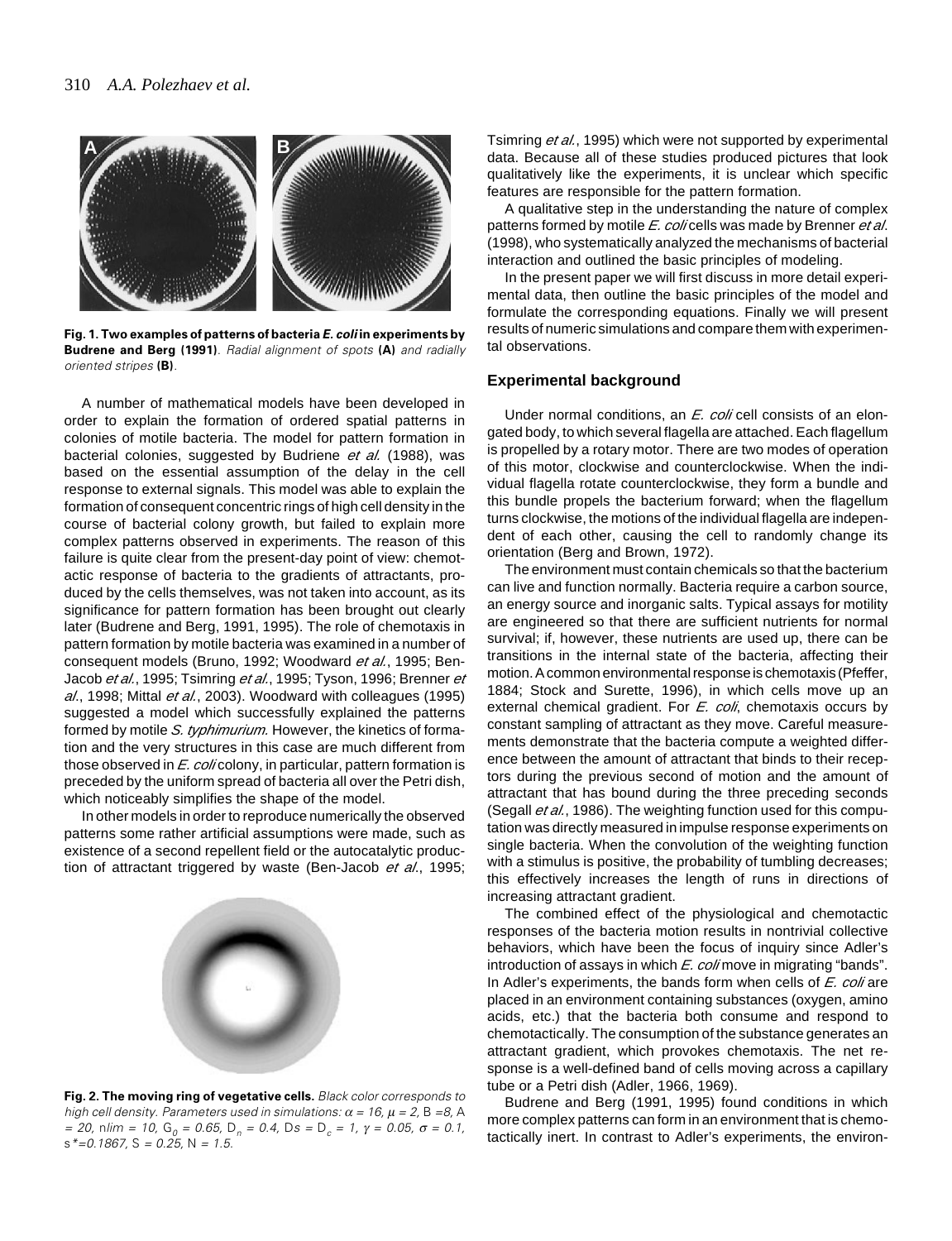**Fig. 1. Two examples of patterns of bacteria *E. coli* in experiments by Budrene and Berg (1991)**. *Radial alignment of spots* **(A)** *and radially oriented stripes* **(B)**.

A number of mathematical models have been developed in order to explain the formation of ordered spatial patterns in colonies of motile bacteria. The model for pattern formation in bacterial colonies, suggested by Budriene *et al.* (1988), was based on the essential assumption of the delay in the cell response to external signals. This model was able to explain the formation of consequent concentric rings of high cell density in the course of bacterial colony growth, but failed to explain more complex patterns observed in experiments. The reason of this failure is quite clear from the present-day point of view: chemotactic response of bacteria to the gradients of attractants, produced by the cells themselves, was not taken into account, as its significance for pattern formation has been brought out clearly later (Budrene and Berg, 1991, 1995). The role of chemotaxis in pattern formation by motile bacteria was examined in a number of consequent models (Bruno, 1992; Woodward *et al.*, 1995; Ben-Jacob *et al.*, 1995; Tsimring *et al.*, 1995; Tyson, 1996; Brenner *et al.*, 1998; Mittal *et al.*, 2003). Woodward with colleagues (1995) suggested a model which successfully explained the patterns formed by motile *S. typhimurium*. However, the kinetics of formation and the very structures in this case are much different from those observed in *E. coli* colony, in particular, pattern formation is preceded by the uniform spread of bacteria all over the Petri dish, which noticeably simplifies the shape of the model.

In other models in order to reproduce numerically the observed patterns some rather artificial assumptions were made, such as existence of a second repellent field or the autocatalytic production of attractant triggered by waste (Ben-Jacob *et al.*, 1995; Tsimring *et al.*, 1995) which were not supported by experimental data. Because all of these studies produced pictures that look qualitatively like the experiments, it is unclear which specific features are responsible for the pattern formation.

**Fig. 2. The moving ring of vegetative cells.** *Black color corresponds to high cell density. Parameters used in simulations:* $\alpha = 16$, $\mu = 2$, $B = 8$, $A = 20$, $n_{lim} = 10$, $G_0 = 0.65$, $D_n = 0.4$, $D_s = D_c = 1$, $\gamma = 0.05$, $\sigma = 0.1$, $s^* = 0.1867$, $S = 0.25$, $N = 1.5$.

A qualitative step in the understanding the nature of complex patterns formed by motile *E. coli* cells was made by Brenner *et al.* (1998), who systematically analyzed the mechanisms of bacterial interaction and outlined the basic principles of modeling.

In the present paper we will first discuss in more detail experimental data, then outline the basic principles of the model and formulate the corresponding equations. Finally we will present results of numeric simulations and compare them with experimental observations.

## Experimental background

Under normal conditions, an *E. coli* cell consists of an elongated body, to which several flagella are attached. Each flagellum is propelled by a rotary motor. There are two modes of operation of this motor, clockwise and counterclockwise. When the individual flagella rotate counterclockwise, they form a bundle and this bundle propels the bacterium forward; when the flagellum turns clockwise, the motions of the individual flagella are independent of each other, causing the cell to randomly change its orientation (Berg and Brown, 1972).

The environment must contain chemicals so that the bacterium can live and function normally. Bacteria require a carbon source, an energy source and inorganic salts. Typical assays for motility are engineered so that there are sufficient nutrients for normal survival; if, however, these nutrients are used up, there can be transitions in the internal state of the bacteria, affecting their motion. A common environmental response is chemotaxis (Pfeffer, 1884; Stock and Surette, 1996), in which cells move up an external chemical gradient. For *E. coli*, chemotaxis occurs by constant sampling of attractant as they move. Careful measurements demonstrate that the bacteria compute a weighted difference between the amount of attractant that binds to their receptors during the previous second of motion and the amount of attractant that has bound during the three preceding seconds (Segall *et al.*, 1986). The weighting function used for this computation was directly measured in impulse response experiments on single bacteria. When the convolution of the weighting function with a stimulus is positive, the probability of tumbling decreases; this effectively increases the length of runs in directions of increasing attractant gradient.

The combined effect of the physiological and chemotactic responses of the bacteria motion results in nontrivial collective behaviors, which have been the focus of inquiry since Adler's introduction of assays in which *E. coli* move in migrating "bands". In Adler's experiments, the bands form when cells of *E. coli* are placed in an environment containing substances (oxygen, amino acids, etc.) that the bacteria both consume and respond to chemotactically. The consumption of the substance generates an attractant gradient, which provokes chemotaxis. The net response is a well-defined band of cells moving across a capillary tube or a Petri dish (Adler, 1966, 1969).

Budrene and Berg (1991, 1995) found conditions in which more complex patterns can form in an environment that is chemotactically inert. In contrast to Adler's experiments, the environ-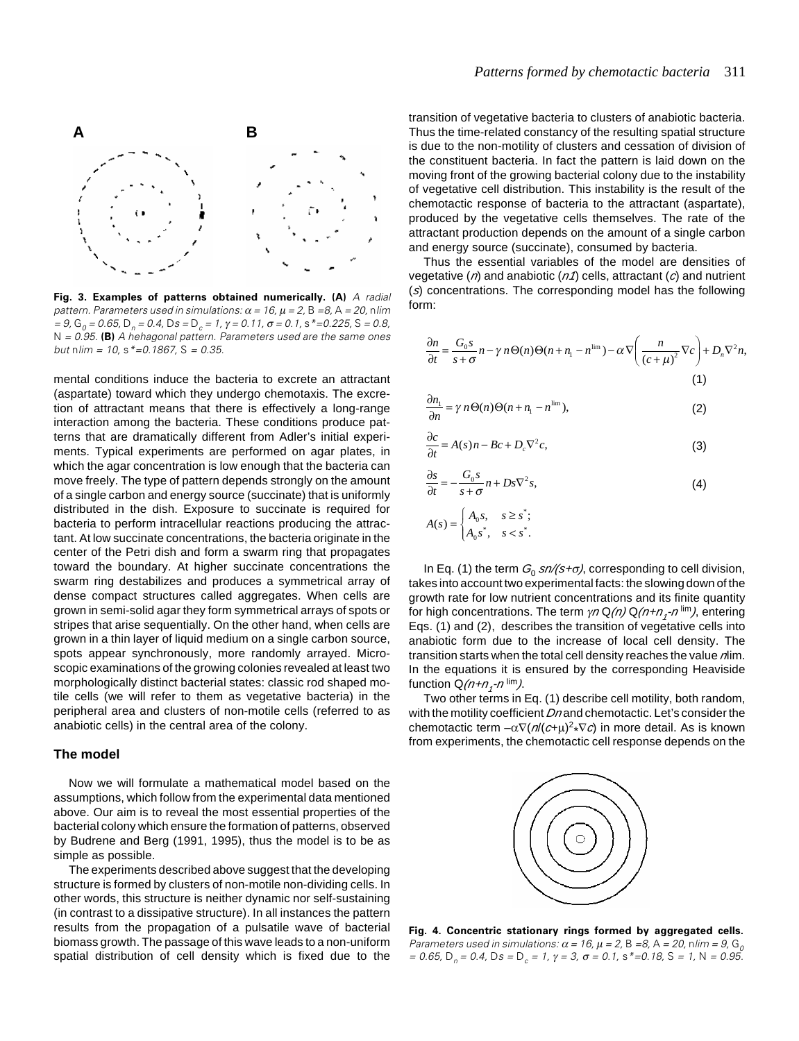**Fig. 3. Examples of patterns obtained numerically. (A)** *A radial pattern. Parameters used in simulations: $\alpha = 16$, $\mu = 2$, B =8, A = 20, nlim = 9, $G_0 = 0.65$, $D_n = 0.4$, Ds = $D_c$ = 1, $\gamma = 0.11$, $\sigma = 0.1$, s\*=0.225, S = 0.8, N = 0.95.* **(B)** *A hehagonal pattern. Parameters used are the same ones but nlim = 10, s\*=0.1867, S = 0.35.*

mental conditions induce the bacteria to excrete an attractant (aspartate) toward which they undergo chemotaxis. The excretion of attractant means that there is effectively a long-range interaction among the bacteria. These conditions produce patterns that are dramatically different from Adler's initial experiments. Typical experiments are performed on agar plates, in which the agar concentration is low enough that the bacteria can move freely. The type of pattern depends strongly on the amount of a single carbon and energy source (succinate) that is uniformly distributed in the dish. Exposure to succinate is required for bacteria to perform intracellular reactions producing the attractant. At low succinate concentrations, the bacteria originate in the center of the Petri dish and form a swarm ring that propagates toward the boundary. At higher succinate concentrations the swarm ring destabilizes and produces a symmetrical array of dense compact structures called aggregates. When cells are grown in semi-solid agar they form symmetrical arrays of spots or stripes that arise sequentially. On the other hand, when cells are grown in a thin layer of liquid medium on a single carbon source, spots appear synchronously, more randomly arrayed. Microscopic examinations of the growing colonies revealed at least two morphologically distinct bacterial states: classic rod shaped motile cells (we will refer to them as vegetative bacteria) in the peripheral area and clusters of non-motile cells (referred to as anabiotic cells) in the central area of the colony.

## The model

Now we will formulate a mathematical model based on the assumptions, which follow from the experimental data mentioned above. Our aim is to reveal the most essential properties of the bacterial colony which ensure the formation of patterns, observed by Budrene and Berg (1991, 1995), thus the model is to be as simple as possible.

The experiments described above suggest that the developing structure is formed by clusters of non-motile non-dividing cells. In other words, this structure is neither dynamic nor self-sustaining (in contrast to a dissipative structure). In all instances the pattern results from the propagation of a pulsatile wave of bacterial biomass growth. The passage of this wave leads to a non-uniform spatial distribution of cell density which is fixed due to the transition of vegetative bacteria to clusters of anabiotic bacteria. Thus the time-related constancy of the resulting spatial structure is due to the non-motility of clusters and cessation of division of the constituent bacteria. In fact the pattern is laid down on the moving front of the growing bacterial colony due to the instability of vegetative cell distribution. This instability is the result of the chemotactic response of bacteria to the attractant (aspartate), produced by the vegetative cells themselves. The rate of the attractant production depends on the amount of a single carbon and energy source (succinate), consumed by bacteria.

Thus the essential variables of the model are densities of vegetative ($n$) and anabiotic ($n1$) cells, attractant ($c$) and nutrient ($s$) concentrations. The corresponding model has the following form:

$$\frac{\partial n}{\partial t} = \frac{G_0 s}{s+\sigma} n - \gamma\, n \Theta(n) \Theta(n + n_1 - n^{\lim}) - \alpha \nabla \left( \frac{n}{(c+\mu)^2} \nabla c \right) + D_n \nabla^2 n, \quad (1)$$

$$\frac{\partial n_1}{\partial n} = \gamma\, n \Theta(n) \Theta(n + n_1 - n^{\lim}), \quad (2)$$

$$\frac{\partial c}{\partial t} = A(s) n - Bc + D_c \nabla^2 c, \quad (3)$$

$$\frac{\partial s}{\partial t} = -\frac{G_0 s}{s+\sigma} n + Ds \nabla^2 s, \quad (4)$$

$$A(s) = \begin{cases} A_0 s, & s \geq s^*; \\ A_0 s^*, & s < s^*. \end{cases}$$

In Eq. (1) the term $G_0\, sn/(s+\sigma)$, corresponding to cell division, takes into account two experimental facts: the slowing down of the growth rate for low nutrient concentrations and its finite quantity for high concentrations. The term $\gamma n\, \Theta(n)\, \Theta(n+n_1-n^{\lim})$, entering Eqs. (1) and (2), describes the transition of vegetative cells into anabiotic form due to the increase of local cell density. The transition starts when the total cell density reaches the value $n$lim. In the equations it is ensured by the corresponding Heaviside function $\Theta(n+n_1-n^{\lim})$.

Two other terms in Eq. (1) describe cell motility, both random, with the motility coefficient $Dn$ and chemotactic. Let's consider the chemotactic term $-\alpha\nabla(n/(c+\mu)^2 * \nabla c)$ in more detail. As is known from experiments, the chemotactic cell response depends on the

**Fig. 4. Concentric stationary rings formed by aggregated cells.** *Parameters used in simulations: $\alpha = 16$, $\mu = 2$, B =8, A = 20, nlim = 9, $G_0 = 0.65$, $D_n = 0.4$, Ds = $D_c$ = 1, $\gamma = 3$, $\sigma = 0.1$, s\*=0.18, S = 1, N = 0.95.*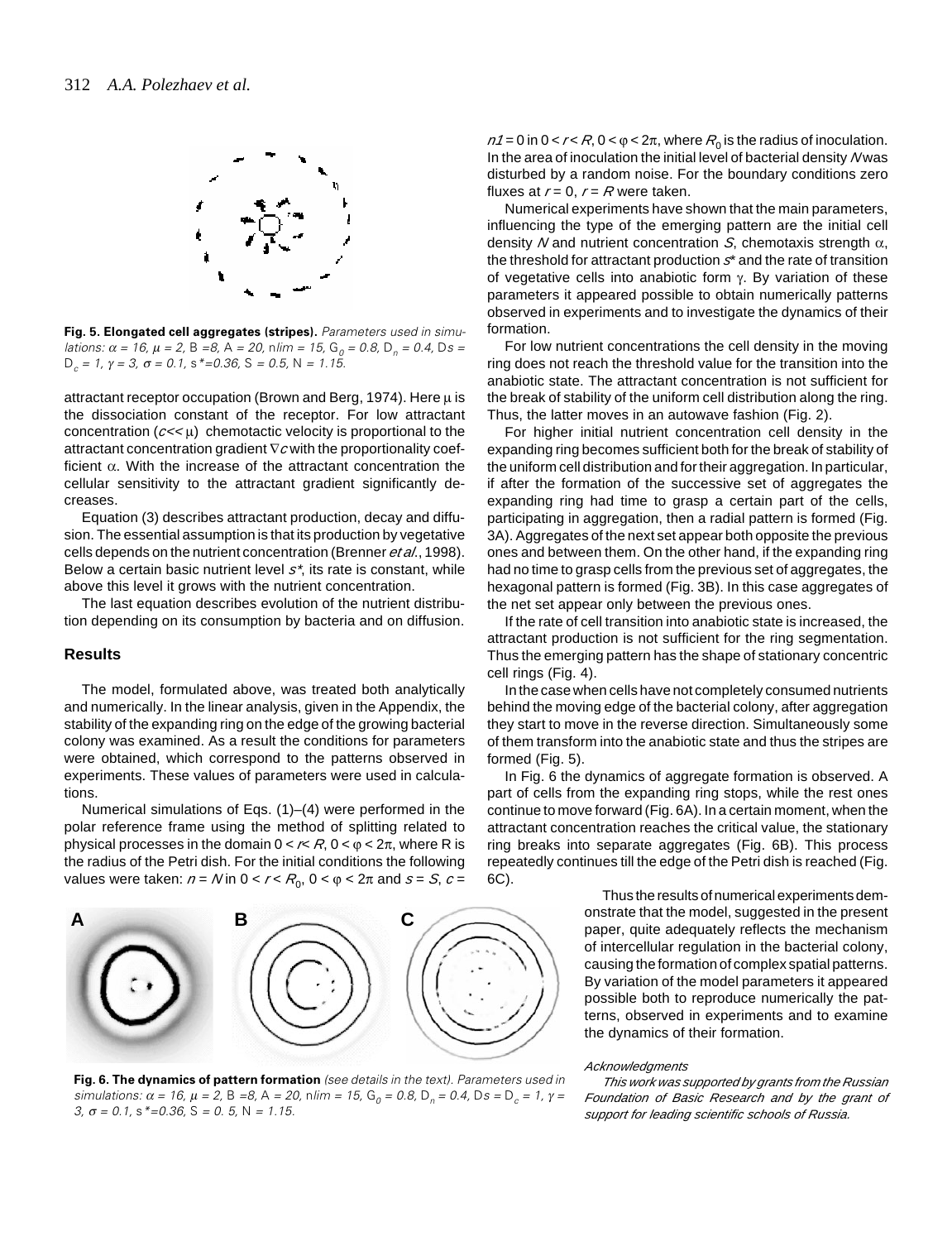**Fig. 5. Elongated cell aggregates (stripes).** *Parameters used in simulations:* $\alpha = 16$, $\mu = 2$, $B = 8$, $A = 20$, $n_{lim} = 15$, $G_0 = 0.8$, $D_n = 0.4$, $D_s = D_c = 1$, $\gamma = 3$, $\sigma = 0.1$, $s^* = 0.36$, $S = 0.5$, $N = 1.15$.

attractant receptor occupation (Brown and Berg, 1974). Here $\mu$ is the dissociation constant of the receptor. For low attractant concentration ($c << \mu$) chemotactic velocity is proportional to the attractant concentration gradient $\nabla c$ with the proportionality coefficient $\alpha$. With the increase of the attractant concentration the cellular sensitivity to the attractant gradient significantly decreases.

Equation (3) describes attractant production, decay and diffusion. The essential assumption is that its production by vegetative cells depends on the nutrient concentration (Brenner *et al.*, 1998). Below a certain basic nutrient level $s^*$, its rate is constant, while above this level it grows with the nutrient concentration.

The last equation describes evolution of the nutrient distribution depending on its consumption by bacteria and on diffusion.

## Results

The model, formulated above, was treated both analytically and numerically. In the linear analysis, given in the Appendix, the stability of the expanding ring on the edge of the growing bacterial colony was examined. As a result the conditions for parameters were obtained, which correspond to the patterns observed in experiments. These values of parameters were used in calculations.

Numerical simulations of Eqs. (1)–(4) were performed in the polar reference frame using the method of splitting related to physical processes in the domain $0 < r < R$, $0 < \varphi < 2\pi$, where R is the radius of the Petri dish. For the initial conditions the following values were taken: $n = N$ in $0 < r < R_0$, $0 < \varphi < 2\pi$ and $s = S$, $c = n1 = 0$ in $0 < r < R$, $0 < \varphi < 2\pi$, where $R_0$ is the radius of inoculation. In the area of inoculation the initial level of bacterial density $N$ was disturbed by a random noise. For the boundary conditions zero fluxes at $r = 0$, $r = R$ were taken.

Numerical experiments have shown that the main parameters, influencing the type of the emerging pattern are the initial cell density $N$ and nutrient concentration $S$, chemotaxis strength $\alpha$, the threshold for attractant production $s^*$ and the rate of transition of vegetative cells into anabiotic form $\gamma$. By variation of these parameters it appeared possible to obtain numerically patterns observed in experiments and to investigate the dynamics of their formation.

For low nutrient concentrations the cell density in the moving ring does not reach the threshold value for the transition into the anabiotic state. The attractant concentration is not sufficient for the break of stability of the uniform cell distribution along the ring. Thus, the latter moves in an autowave fashion (Fig. 2).

For higher initial nutrient concentration cell density in the expanding ring becomes sufficient both for the break of stability of the uniform cell distribution and for their aggregation. In particular, if after the formation of the successive set of aggregates the expanding ring had time to grasp a certain part of the cells, participating in aggregation, then a radial pattern is formed (Fig. 3A). Aggregates of the next set appear both opposite the previous ones and between them. On the other hand, if the expanding ring had no time to grasp cells from the previous set of aggregates, the hexagonal pattern is formed (Fig. 3B). In this case aggregates of the net set appear only between the previous ones.

If the rate of cell transition into anabiotic state is increased, the attractant production is not sufficient for the ring segmentation. Thus the emerging pattern has the shape of stationary concentric cell rings (Fig. 4).

In the case when cells have not completely consumed nutrients behind the moving edge of the bacterial colony, after aggregation they start to move in the reverse direction. Simultaneously some of them transform into the anabiotic state and thus the stripes are formed (Fig. 5).

In Fig. 6 the dynamics of aggregate formation is observed. A part of cells from the expanding ring stops, while the rest ones continue to move forward (Fig. 6A). In a certain moment, when the attractant concentration reaches the critical value, the stationary ring breaks into separate aggregates (Fig. 6B). This process repeatedly continues till the edge of the Petri dish is reached (Fig. 6C).

**Fig. 6. The dynamics of pattern formation** *(see details in the text). Parameters used in simulations:* $\alpha = 16$, $\mu = 2$, $B = 8$, $A = 20$, $n_{lim} = 15$, $G_0 = 0.8$, $D_n = 0.4$, $D_s = D_c = 1$, $\gamma = 3$, $\sigma = 0.1$, $s^* = 0.36$, $S = 0.5$, $N = 1.15$.

Thus the results of numerical experiments demonstrate that the model, suggested in the present paper, quite adequately reflects the mechanism of intercellular regulation in the bacterial colony, causing the formation of complex spatial patterns. By variation of the model parameters it appeared possible both to reproduce numerically the patterns, observed in experiments and to examine the dynamics of their formation.

### *Acknowledgments*

*This work was supported by grants from the Russian Foundation of Basic Research and by the grant of support for leading scientific schools of Russia.*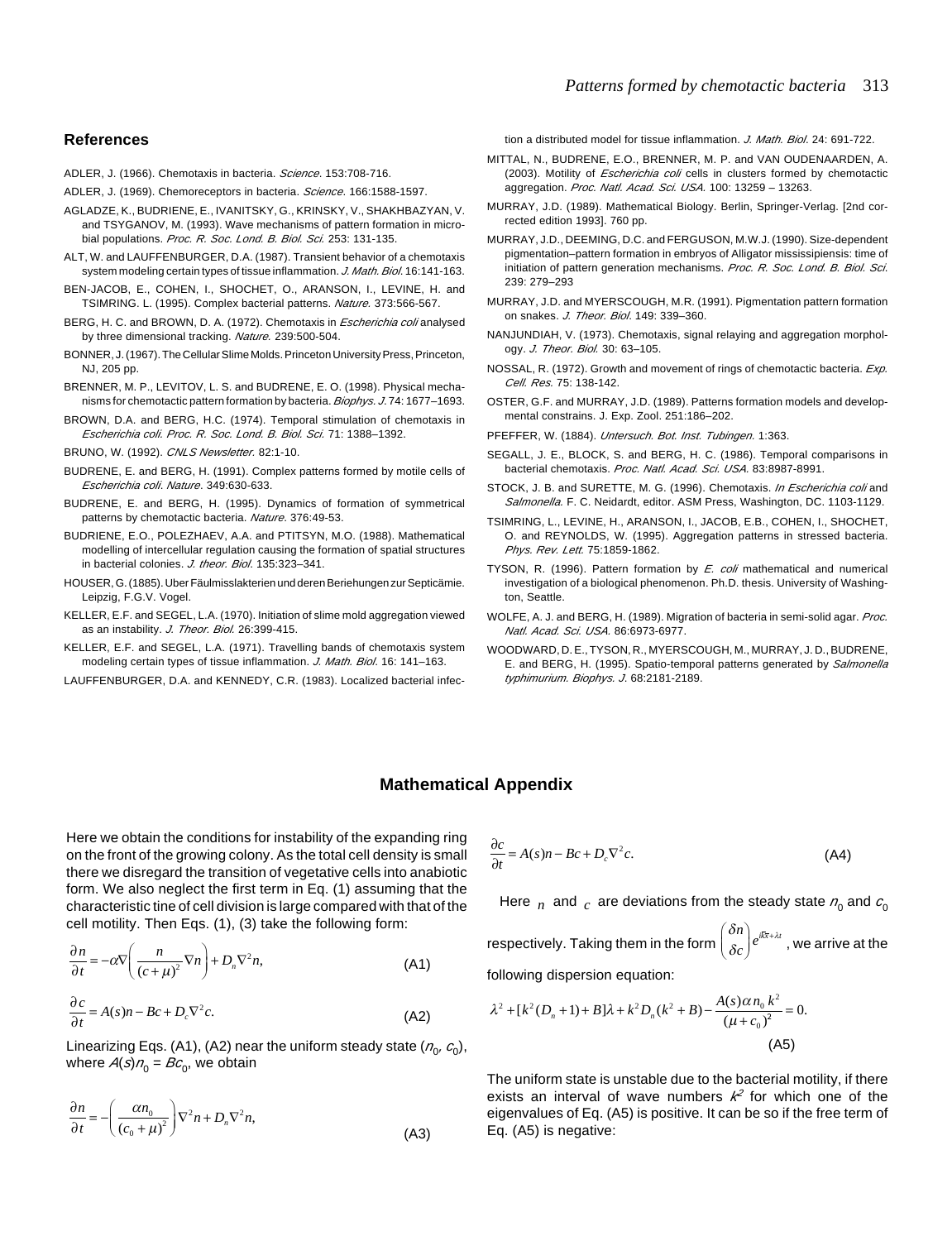## References

ADLER, J. (1966). Chemotaxis in bacteria. *Science*. 153:708-716.

ADLER, J. (1969). Chemoreceptors in bacteria. *Science*. 166:1588-1597.

AGLADZE, K., BUDRIENE, E., IVANITSKY, G., KRINSKY, V., SHAKHBAZYAN, V. and TSYGANOV, M. (1993). Wave mechanisms of pattern formation in microbial populations. *Proc. R. Soc. Lond. B. Biol. Sci.* 253: 131-135.

ALT, W. and LAUFFENBURGER, D.A. (1987). Transient behavior of a chemotaxis system modeling certain types of tissue inflammation. *J. Math. Biol.* 16:141-163.

BEN-JACOB, E., COHEN, I., SHOCHET, O., ARANSON, I., LEVINE, H. and TSIMRING. L. (1995). Complex bacterial patterns. *Nature*. 373:566-567.

BERG, H. C. and BROWN, D. A. (1972). Chemotaxis in *Escherichia coli* analysed by three dimensional tracking. *Nature*. 239:500-504.

BONNER, J. (1967). The Cellular Slime Molds. Princeton University Press, Princeton, NJ, 205 pp.

BRENNER, M. P., LEVITOV, L. S. and BUDRENE, E. O. (1998). Physical mechanisms for chemotactic pattern formation by bacteria. *Biophys. J.* 74: 1677–1693.

BROWN, D.A. and BERG, H.C. (1974). Temporal stimulation of chemotaxis in *Escherichia coli. Proc. R. Soc. Lond. B. Biol. Sci.* 71: 1388–1392.

BRUNO, W. (1992). *CNLS Newsletter*. 82:1-10.

BUDRENE, E. and BERG, H. (1991). Complex patterns formed by motile cells of *Escherichia coli*. *Nature*. 349:630-633.

BUDRENE, E. and BERG, H. (1995). Dynamics of formation of symmetrical patterns by chemotactic bacteria. *Nature*. 376:49-53.

BUDRIENE, E.O., POLEZHAEV, A.A. and PTITSYN, M.O. (1988). Mathematical modelling of intercellular regulation causing the formation of spatial structures in bacterial colonies. *J. theor. Biol.* 135:323–341.

HOUSER, G. (1885). Uber Fäulmisslakterien und deren Beriehungen zur Septicämie. Leipzig, F.G.V. Vogel.

KELLER, E.F. and SEGEL, L.A. (1970). Initiation of slime mold aggregation viewed as an instability. *J. Theor. Biol.* 26:399-415.

KELLER, E.F. and SEGEL, L.A. (1971). Travelling bands of chemotaxis system modeling certain types of tissue inflammation. *J. Math. Biol.* 16: 141–163.

LAUFFENBURGER, D.A. and KENNEDY, C.R. (1983). Localized bacterial infection a distributed model for tissue inflammation. *J. Math. Biol.* 24: 691-722.

MITTAL, N., BUDRENE, E.O., BRENNER, M. P. and VAN OUDENAARDEN, A. (2003). Motility of *Escherichia coli* cells in clusters formed by chemotactic aggregation. *Proc. Natl. Acad. Sci. USA*. 100: 13259 – 13263.

MURRAY, J.D. (1989). Mathematical Biology. Berlin, Springer-Verlag. [2nd corrected edition 1993]. 760 pp.

MURRAY, J.D., DEEMING, D.C. and FERGUSON, M.W.J. (1990). Size-dependent pigmentation–pattern formation in embryos of Alligator mississipiensis: time of initiation of pattern generation mechanisms. *Proc. R. Soc. Lond. B. Biol. Sci.* 239: 279–293

MURRAY, J.D. and MYERSCOUGH, M.R. (1991). Pigmentation pattern formation on snakes. *J. Theor. Biol.* 149: 339–360.

NANJUNDIAH, V. (1973). Chemotaxis, signal relaying and aggregation morphology. *J. Theor. Biol.* 30: 63–105.

NOSSAL, R. (1972). Growth and movement of rings of chemotactic bacteria. *Exp. Cell. Res.* 75: 138-142.

OSTER, G.F. and MURRAY, J.D. (1989). Patterns formation models and developmental constrains. J. Exp. Zool. 251:186–202.

PFEFFER, W. (1884). *Untersuch. Bot. Inst. Tubingen*. 1:363.

SEGALL, J. E., BLOCK, S. and BERG, H. C. (1986). Temporal comparisons in bacterial chemotaxis. *Proc. Natl. Acad. Sci. USA*. 83:8987-8991.

STOCK, J. B. and SURETTE, M. G. (1996). Chemotaxis. *In Escherichia coli* and *Salmonella*. F. C. Neidardt, editor. ASM Press, Washington, DC. 1103-1129.

TSIMRING, L., LEVINE, H., ARANSON, I., JACOB, E.B., COHEN, I., SHOCHET, O. and REYNOLDS, W. (1995). Aggregation patterns in stressed bacteria. *Phys. Rev. Lett.* 75:1859-1862.

TYSON, R. (1996). Pattern formation by *E. coli* mathematical and numerical investigation of a biological phenomenon. Ph.D. thesis. University of Washington, Seattle.

WOLFE, A. J. and BERG, H. (1989). Migration of bacteria in semi-solid agar. *Proc. Natl. Acad. Sci. USA*. 86:6973-6977.

WOODWARD, D. E., TYSON, R., MYERSCOUGH, M., MURRAY, J. D., BUDRENE, E. and BERG, H. (1995). Spatio-temporal patterns generated by *Salmonella typhimurium*. *Biophys. J.* 68:2181-2189.

## Mathematical Appendix

Here we obtain the conditions for instability of the expanding ring on the front of the growing colony. As the total cell density is small there we disregard the transition of vegetative cells into anabiotic form. We also neglect the first term in Eq. (1) assuming that the characteristic tine of cell division is large compared with that of the cell motility. Then Eqs. (1), (3) take the following form:

$$\frac{\partial n}{\partial t} = -\alpha \nabla \left( \frac{n}{(c+\mu)^2} \nabla n \right) + D_n \nabla^2 n, \tag{A1}$$

$$\frac{\partial c}{\partial t} = A(s)n - Bc + D_c \nabla^2 c. \tag{A2}$$

Linearizing Eqs. (A1), (A2) near the uniform steady state ($n_0$, $c_0$), where $A(s)n_0 = Bc_0$, we obtain

$$\frac{\partial n}{\partial t} = -\left( \frac{\alpha n_0}{(c_0+\mu)^2} \right) \nabla^2 n + D_n \nabla^2 n, \tag{A3}$$

$$\frac{\partial c}{\partial t} = A(s)n - Bc + D_c \nabla^2 c. \tag{A4}$$

Here $n$ and $c$ are deviations from the steady state $n_0$ and $c_0$ respectively. Taking them in the form $\begin{pmatrix} \delta n \\ \delta c \end{pmatrix} e^{i\vec{k}\vec{x}+\lambda t}$, we arrive at the following dispersion equation:

$$\lambda^2 + [k^2(D_n+1) + B]\lambda + k^2 D_n (k^2 + B) - \frac{A(s)\alpha n_0 k^2}{(\mu + c_0)^2} = 0. \tag{A5}$$

The uniform state is unstable due to the bacterial motility, if there exists an interval of wave numbers $k^2$ for which one of the eigenvalues of Eq. (A5) is positive. It can be so if the free term of Eq. (A5) is negative: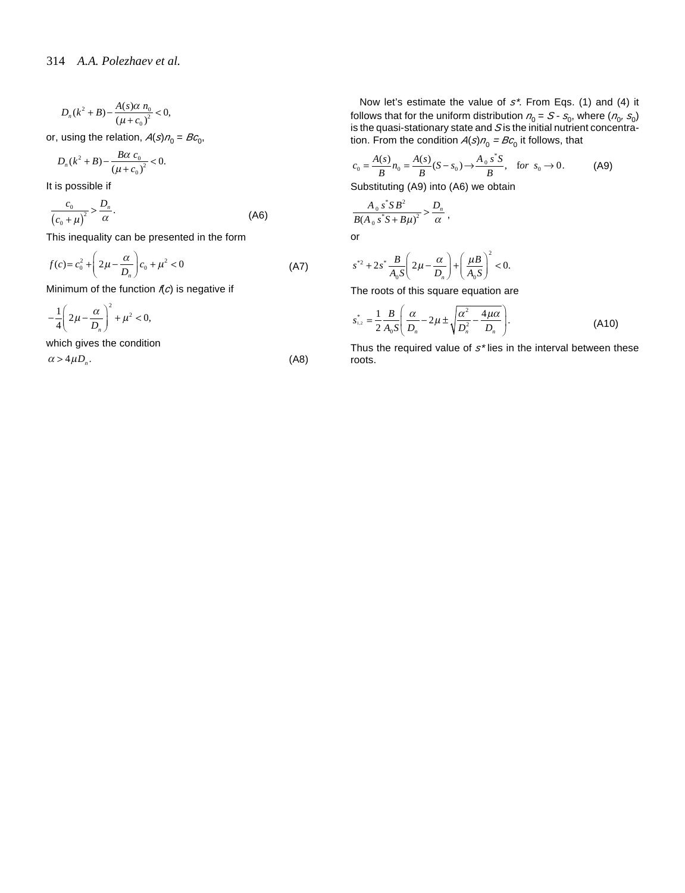$$D_n(k^2 + B) - \frac{A(s)\alpha\, n_0}{(\mu + c_0)^2} < 0,$$

or, using the relation, $A(s)n_0 = Bc_0$,

$$D_n(k^2 + B) - \frac{B\alpha\, c_0}{(\mu + c_0)^2} < 0.$$

It is possible if

$$\frac{c_0}{(c_0 + \mu)^2} > \frac{D_n}{\alpha}. \tag{A6}$$

This inequality can be presented in the form

$$f(c) = c_0^2 + \left(2\mu - \frac{\alpha}{D_n}\right)c_0 + \mu^2 < 0 \tag{A7}$$

Minimum of the function $f(c)$ is negative if

$$-\frac{1}{4}\left(2\mu - \frac{\alpha}{D_n}\right)^2 + \mu^2 < 0,$$

which gives the condition

$$\alpha > 4\mu D_n. \tag{A8}$$

Now let's estimate the value of $s^*$. From Eqs. (1) and (4) it follows that for the uniform distribution $n_0 = S - s_0$, where $(n_0, s_0)$ is the quasi-stationary state and $S$ is the initial nutrient concentration. From the condition $A(s)n_0 = Bc_0$ it follows, that

$$c_0 = \frac{A(s)}{B}n_0 = \frac{A(s)}{B}(S - s_0) \rightarrow \frac{A_0\, s^* S}{B}, \quad for\ s_0 \rightarrow 0. \tag{A9}$$

Substituting (A9) into (A6) we obtain

$$\frac{A_0\, s^* S B^2}{B(A_0\, s^* S + B\mu)^2} > \frac{D_n}{\alpha},$$

or

$$s^{*2} + 2s^* \frac{B}{A_0 S}\left(2\mu - \frac{\alpha}{D_n}\right) + \left(\frac{\mu B}{A_0 S}\right)^2 < 0.$$

The roots of this square equation are

$$s_{1,2}^* = \frac{1}{2}\frac{B}{A_0 S}\left(\frac{\alpha}{D_n} - 2\mu \pm \sqrt{\frac{\alpha^2}{D_n^2} - \frac{4\mu\alpha}{D_n}}\right). \tag{A10}$$

Thus the required value of $s^*$ lies in the interval between these roots.